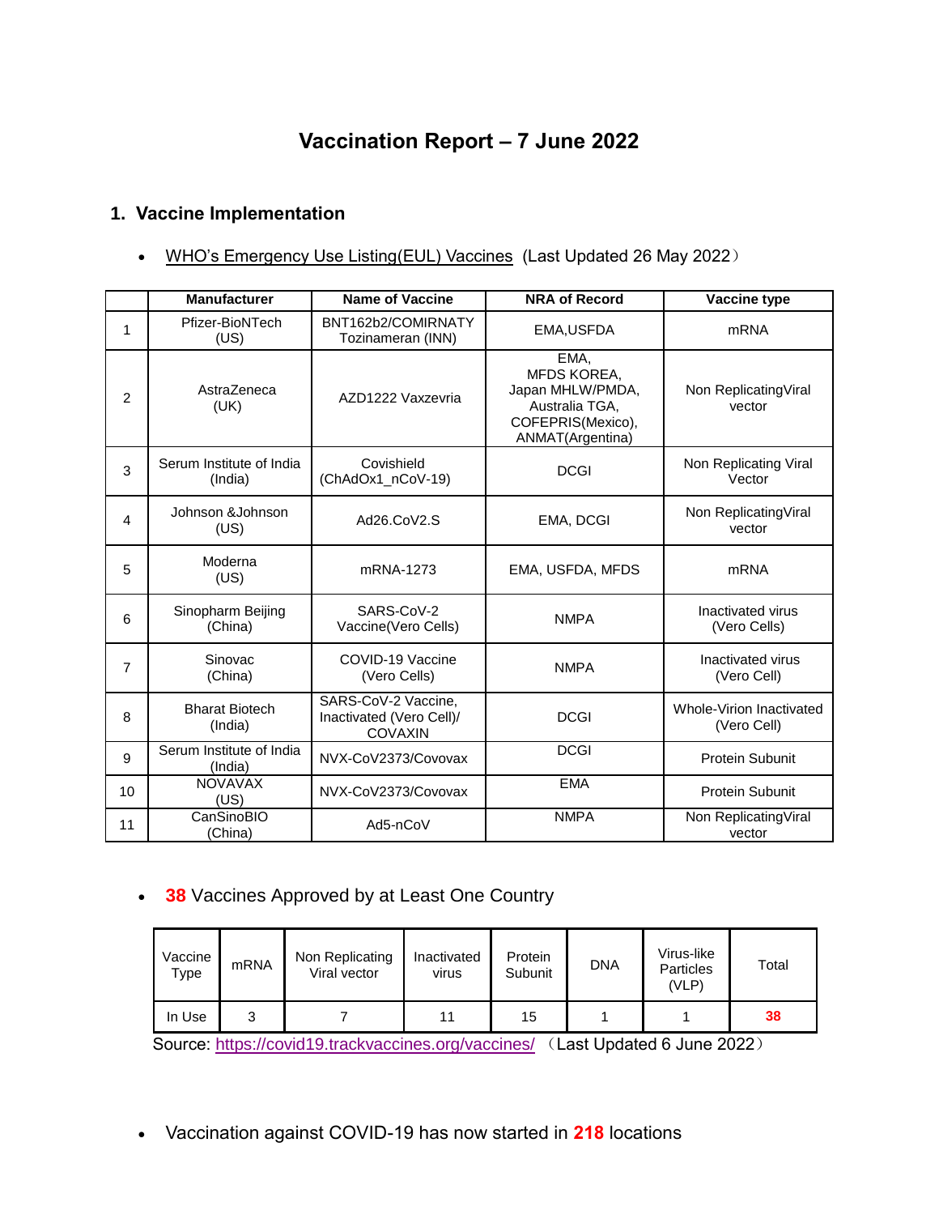# Vaccination Report – 7 June 2022

## 1. Vaccine Implementation

- WHO's Emergency Use Listing(EUL) Vaccines (Last Updated 26 May 2022）

| | Manufacturer | Name of Vaccine | NRA of Record | Vaccine type |
|---|---|---|---|---|
| 1 | Pfizer-BioNTech (US) | BNT162b2/COMIRNATY Tozinameran (INN) | EMA,USFDA | mRNA |
| 2 | AstraZeneca (UK) | AZD1222 Vaxzevria | EMA, MFDS KOREA, Japan MHLW/PMDA, Australia TGA, COFEPRIS(Mexico), ANMAT(Argentina) | Non ReplicatingViral vector |
| 3 | Serum Institute of India (India) | Covishield (ChAdOx1_nCoV-19) | DCGI | Non Replicating Viral Vector |
| 4 | Johnson &Johnson (US) | Ad26.CoV2.S | EMA, DCGI | Non ReplicatingViral vector |
| 5 | Moderna (US) | mRNA-1273 | EMA, USFDA, MFDS | mRNA |
| 6 | Sinopharm Beijing (China) | SARS-CoV-2 Vaccine(Vero Cells) | NMPA | Inactivated virus (Vero Cells) |
| 7 | Sinovac (China) | COVID-19 Vaccine (Vero Cells) | NMPA | Inactivated virus (Vero Cell) |
| 8 | Bharat Biotech (India) | SARS-CoV-2 Vaccine, Inactivated (Vero Cell)/ COVAXIN | DCGI | Whole-Virion Inactivated (Vero Cell) |
| 9 | Serum Institute of India (India) | NVX-CoV2373/Covovax | DCGI | Protein Subunit |
| 10 | NOVAVAX (US) | NVX-CoV2373/Covovax | EMA | Protein Subunit |
| 11 | CanSinoBIO (China) | Ad5-nCoV | NMPA | Non ReplicatingViral vector |

- **38** Vaccines Approved by at Least One Country

| Vaccine Type | mRNA | Non Replicating Viral vector | Inactivated virus | Protein Subunit | DNA | Virus-like Particles (VLP) | Total |
|---|---|---|---|---|---|---|---|
| In Use | 3 | 7 | 11 | 15 | 1 | 1 | **38** |

Source: https://covid19.trackvaccines.org/vaccines/ （Last Updated 6 June 2022）

- Vaccination against COVID-19 has now started in **218** locations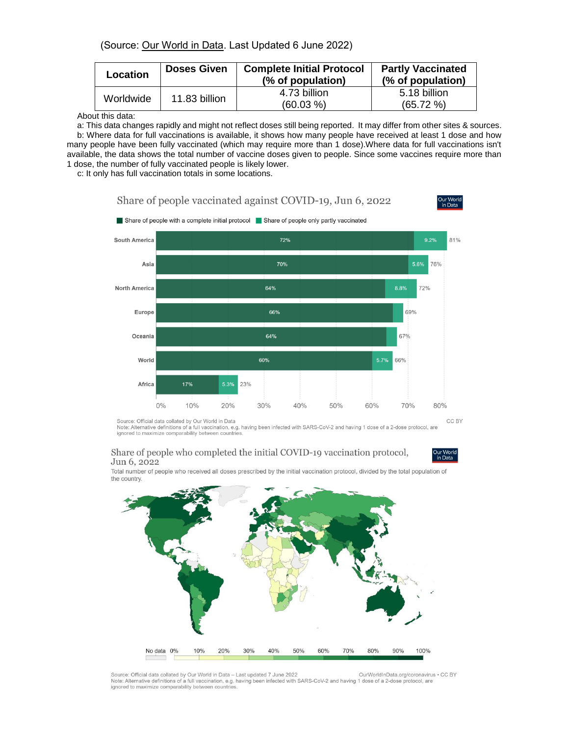(Source: Our World in Data. Last Updated 6 June 2022)

| Location | Doses Given | Complete Initial Protocol (% of population) | Partly Vaccinated (% of population) |
|---|---|---|---|
| Worldwide | 11.83 billion | 4.73 billion (60.03 %) | 5.18 billion (65.72 %) |

About this data:

a: This data changes rapidly and might not reflect doses still being reported. It may differ from other sites & sources.

b: Where data for full vaccinations is available, it shows how many people have received at least 1 dose and how many people have been fully vaccinated (which may require more than 1 dose).Where data for full vaccinations isn't available, the data shows the total number of vaccine doses given to people. Since some vaccines require more than 1 dose, the number of fully vaccinated people is likely lower.

c: It only has full vaccination totals in some locations.

Share of people vaccinated against COVID-19, Jun 6, 2022

Share of people with a complete initial protocol | Share of people only partly vaccinated

| Region | Complete initial protocol | Only partly vaccinated | Total |
|---|---|---|---|
| South America | 72% | 9.2% | 81% |
| Asia | 70% | 5.6% | 76% |
| North America | 64% | 8.8% | 72% |
| Europe | 66% | | 69% |
| Oceania | 64% | | 67% |
| World | 60% | 5.7% | 66% |
| Africa | 17% | 5.3% | 23% |

Source: Official data collated by Our World in Data  CC BY
Note: Alternative definitions of a full vaccination, e.g. having been infected with SARS-CoV-2 and having 1 dose of a 2-dose protocol, are ignored to maximize comparability between countries.

Share of people who completed the initial COVID-19 vaccination protocol, Jun 6, 2022

Total number of people who received all doses prescribed by the initial vaccination protocol, divided by the total population of the country.

No data 0% 10% 20% 30% 40% 50% 60% 70% 80% 90% 100%

Source: Official data collated by Our World in Data – Last updated 7 June 2022  OurWorldInData.org/coronavirus • CC BY
Note: Alternative definitions of a full vaccination, e.g. having been infected with SARS-CoV-2 and having 1 dose of a 2-dose protocol, are ignored to maximize comparability between countries.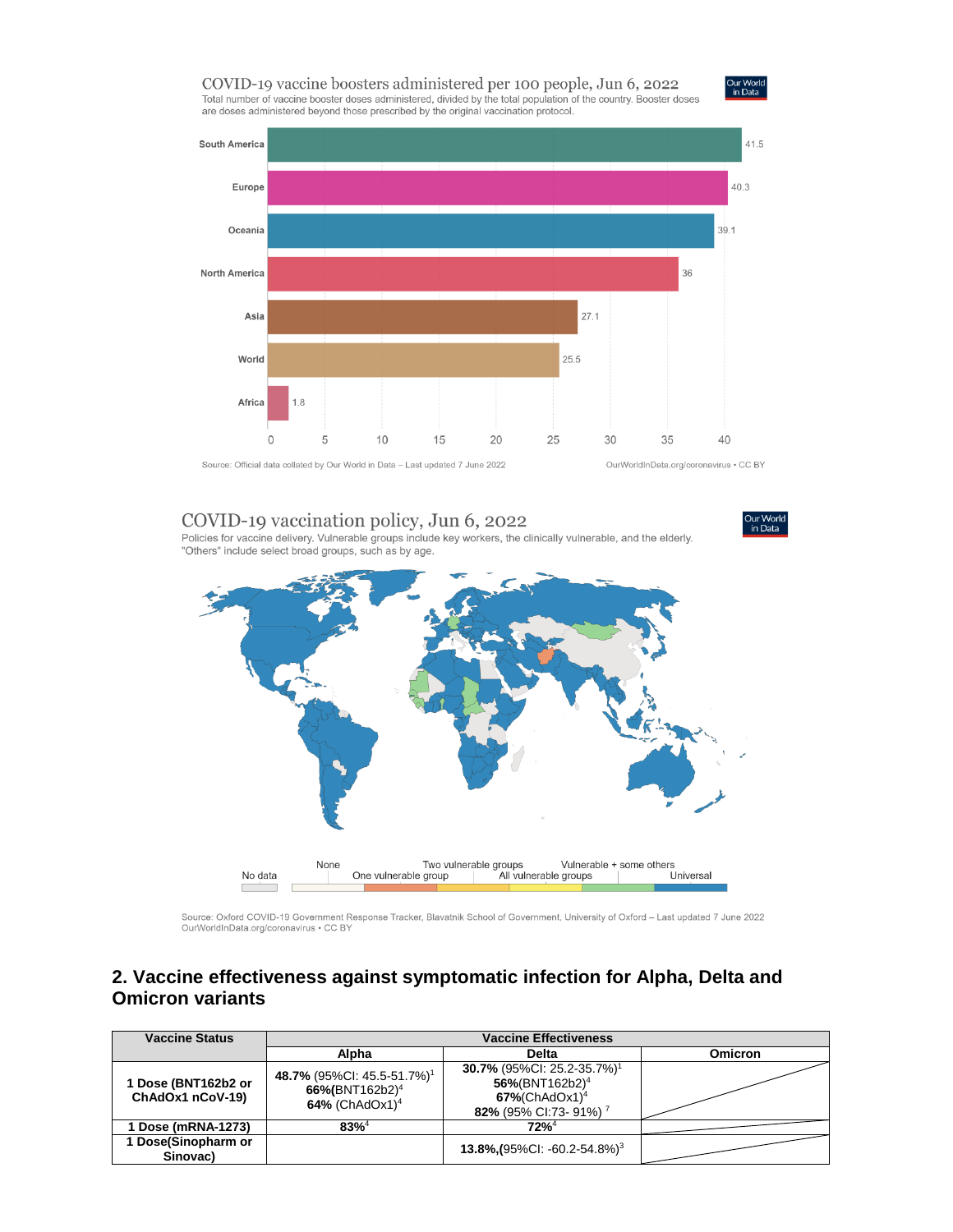COVID-19 vaccine boosters administered per 100 people, Jun 6, 2022

Total number of vaccine booster doses administered, divided by the total population of the country. Booster doses are doses administered beyond those prescribed by the original vaccination protocol.

| Region | Boosters per 100 people |
|---|---|
| South America | 41.5 |
| Europe | 40.3 |
| Oceania | 39.1 |
| North America | 36 |
| Asia | 27.1 |
| World | 25.5 |
| Africa | 1.8 |

Source: Official data collated by Our World in Data – Last updated 7 June 2022 OurWorldInData.org/coronavirus • CC BY

COVID-19 vaccination policy, Jun 6, 2022

Policies for vaccine delivery. Vulnerable groups include key workers, the clinically vulnerable, and the elderly. "Others" include select broad groups, such as by age.

No data | None | One vulnerable group | Two vulnerable groups | All vulnerable groups | Vulnerable + some others | Universal

Source: Oxford COVID-19 Government Response Tracker, Blavatnik School of Government, University of Oxford – Last updated 7 June 2022 OurWorldInData.org/coronavirus • CC BY

## 2. Vaccine effectiveness against symptomatic infection for Alpha, Delta and Omicron variants

| Vaccine Status | Vaccine Effectiveness | | |
|---|---|---|---|
| | Alpha | Delta | Omicron |
| 1 Dose (BNT162b2 or ChAdOx1 nCoV-19) | **48.7%** (95%CI: 45.5-51.7%)[1] **66%**(BNT162b2)[4] **64%** (ChAdOx1)[4] | **30.7%** (95%CI: 25.2-35.7%)[1] **56%**(BNT162b2)[4] **67%**(ChAdOx1)[4] **82%** (95% CI:73- 91%)[7] | |
| 1 Dose (mRNA-1273) | **83%**[4] | **72%**[4] | |
| 1 Dose(Sinopharm or Sinovac) | | **13.8%,**(95%CI: -60.2-54.8%)[3] | |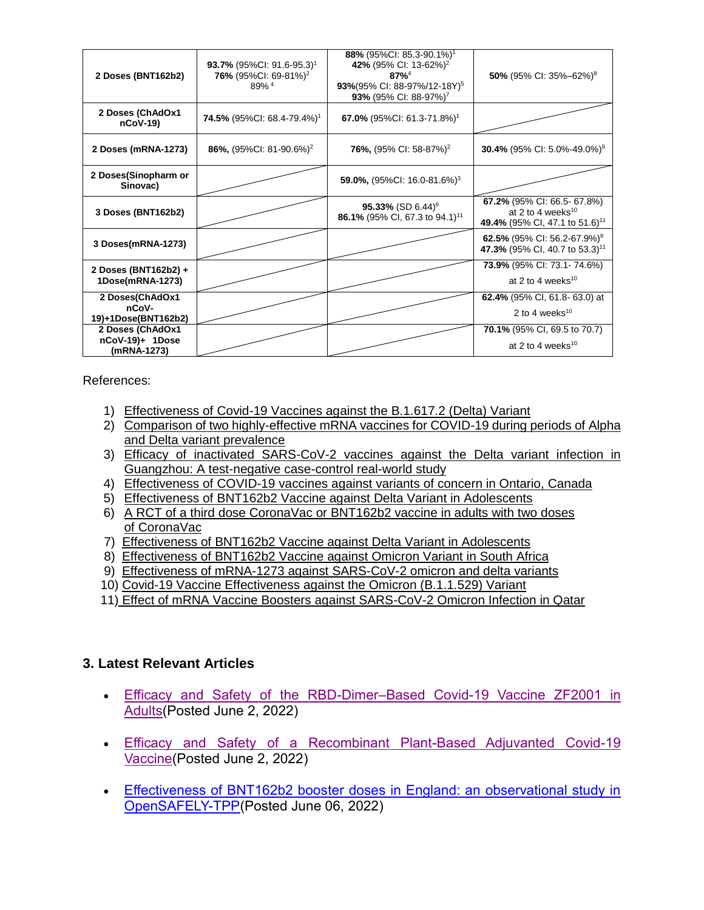| | | | |
|---|---|---|---|
| **2 Doses (BNT162b2)** | **93.7%** (95%CI: 91.6-95.3)[1]<br>**76%** (95%CI: 69-81%)[2]<br>89%[4] | **88%** (95%CI: 85.3-90.1%)[1]<br>**42%** (95% CI: 13-62%)[2]<br>**87%**[4]<br>**93%**(95% CI: 88-97%/12-18Y)[5]<br>**93%** (95% CI: 88-97%)[7] | **50%** (95% CI: 35%–62%)[8] |
| **2 Doses (ChAdOx1 nCoV-19)** | **74.5%** (95%CI: 68.4-79.4%)[1] | **67.0%** (95%CI: 61.3-71.8%)[1] | |
| **2 Doses (mRNA-1273)** | **86%,** (95%CI: 81-90.6%)[2] | **76%,** (95% CI: 58-87%)[2] | **30.4%** (95% CI: 5.0%-49.0%)[9] |
| **2 Doses(Sinopharm or Sinovac)** | | **59.0%,** (95%CI: 16.0-81.6%)[3] | |
| **3 Doses (BNT162b2)** | | **95.33%** (SD 6.44)[6]<br>**86.1%** (95% CI, 67.3 to 94.1)[11] | **67.2%** (95% CI: 66.5- 67.8%) at 2 to 4 weeks[10]<br>**49.4%** (95% CI, 47.1 to 51.6)[11] |
| **3 Doses(mRNA-1273)** | | | **62.5%** (95% CI: 56.2-67.9%)[9]<br>**47.3%** (95% CI, 40.7 to 53.3)[11] |
| **2 Doses (BNT162b2) + 1Dose(mRNA-1273)** | | | **73.9%** (95% CI: 73.1- 74.6%) at 2 to 4 weeks[10] |
| **2 Doses(ChAdOx1 nCoV-19)+1Dose(BNT162b2)** | | | **62.4%** (95% CI, 61.8- 63.0) at 2 to 4 weeks[10] |
| **2 Doses (ChAdOx1 nCoV-19)+ 1Dose (mRNA-1273)** | | | **70.1%** (95% CI, 69.5 to 70.7) at 2 to 4 weeks[10] |

References:

1) Effectiveness of Covid-19 Vaccines against the B.1.617.2 (Delta) Variant
2) Comparison of two highly-effective mRNA vaccines for COVID-19 during periods of Alpha and Delta variant prevalence
3) Efficacy of inactivated SARS-CoV-2 vaccines against the Delta variant infection in Guangzhou: A test-negative case-control real-world study
4) Effectiveness of COVID-19 vaccines against variants of concern in Ontario, Canada
5) Effectiveness of BNT162b2 Vaccine against Delta Variant in Adolescents
6) A RCT of a third dose CoronaVac or BNT162b2 vaccine in adults with two doses of CoronaVac
7) Effectiveness of BNT162b2 Vaccine against Delta Variant in Adolescents
8) Effectiveness of BNT162b2 Vaccine against Omicron Variant in South Africa
9) Effectiveness of mRNA-1273 against SARS-CoV-2 omicron and delta variants
10) Covid-19 Vaccine Effectiveness against the Omicron (B.1.1.529) Variant
11) Effect of mRNA Vaccine Boosters against SARS-CoV-2 Omicron Infection in Qatar

### 3. Latest Relevant Articles

- Efficacy and Safety of the RBD-Dimer–Based Covid-19 Vaccine ZF2001 in Adults(Posted June 2, 2022)
- Efficacy and Safety of a Recombinant Plant-Based Adjuvanted Covid-19 Vaccine(Posted June 2, 2022)
- Effectiveness of BNT162b2 booster doses in England: an observational study in OpenSAFELY-TPP(Posted June 06, 2022)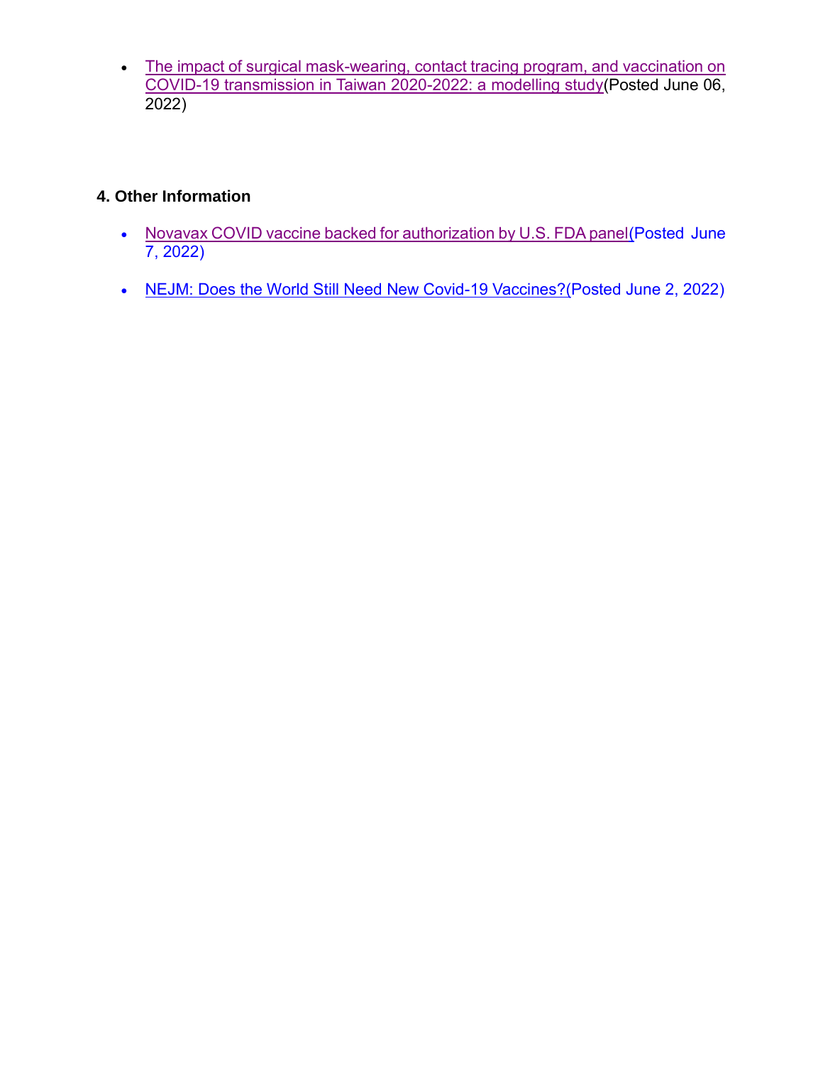- The impact of surgical mask-wearing, contact tracing program, and vaccination on COVID-19 transmission in Taiwan 2020-2022: a modelling study(Posted June 06, 2022)

## 4. Other Information

- Novavax COVID vaccine backed for authorization by U.S. FDA panel(Posted June 7, 2022)
- NEJM: Does the World Still Need New Covid-19 Vaccines?(Posted June 2, 2022)